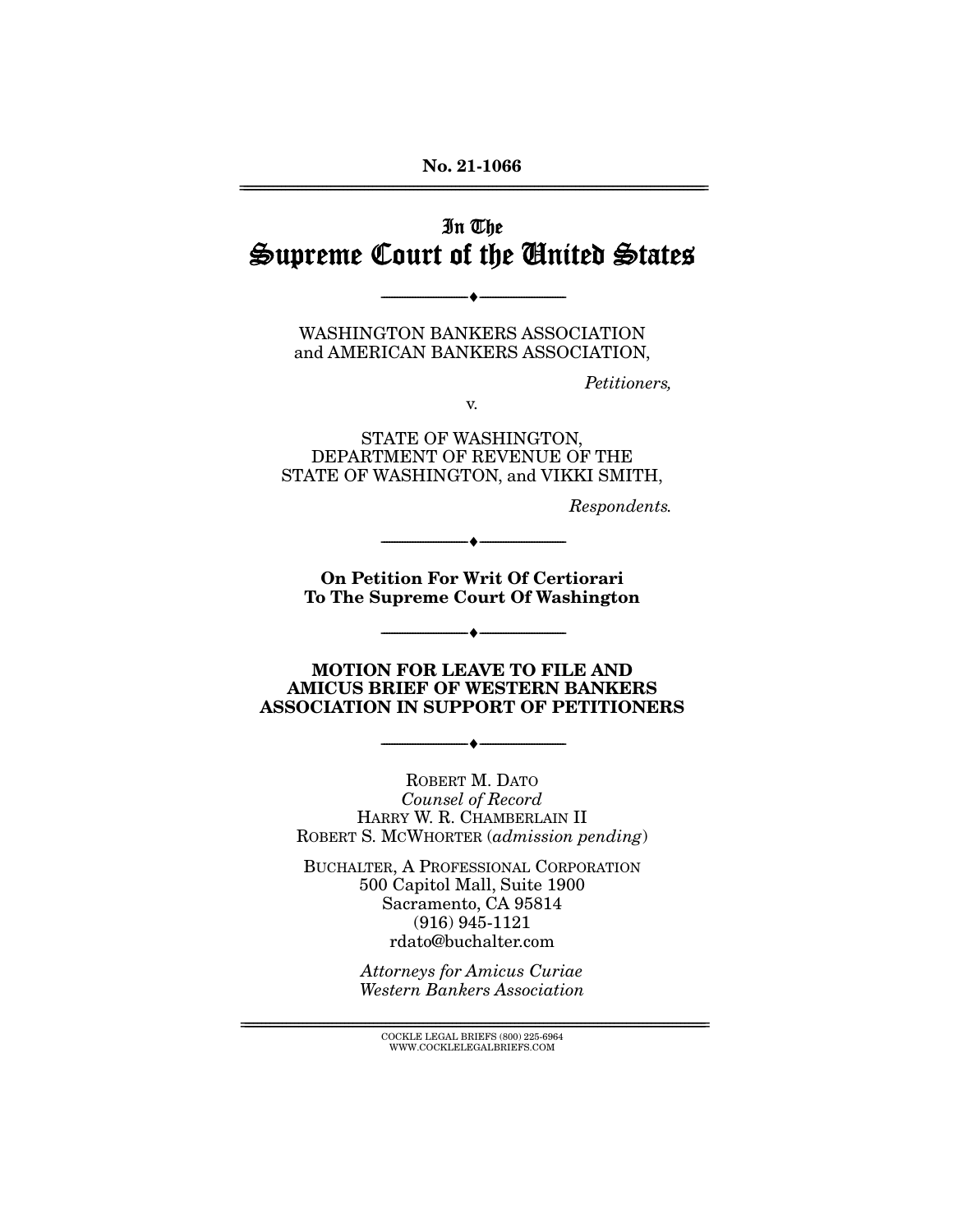No. 21-1066

# In The Supreme Court of the United States

---

WASHINGTON BANKERS ASSOCIATION and AMERICAN BANKERS ASSOCIATION,

*Petitioners,*

v.

STATE OF WASHINGTON, DEPARTMENT OF REVENUE OF THE STATE OF WASHINGTON, and VIKKI SMITH,

*Respondents.*

---

**On Petition For Writ Of Certiorari To The Supreme Court Of Washington**

---

**MOTION FOR LEAVE TO FILE AND AMICUS BRIEF OF WESTERN BANKERS ASSOCIATION IN SUPPORT OF PETITIONERS**

---

ROBERT M. DATO
*Counsel of Record*
HARRY W. R. CHAMBERLAIN II
ROBERT S. MCWHORTER (*admission pending*)

BUCHALTER, A PROFESSIONAL CORPORATION
500 Capitol Mall, Suite 1900
Sacramento, CA 95814
(916) 945-1121
rdato@buchalter.com

*Attorneys for Amicus Curiae Western Bankers Association*

COCKLE LEGAL BRIEFS (800) 225-6964
WWW.COCKLELEGALBRIEFS.COM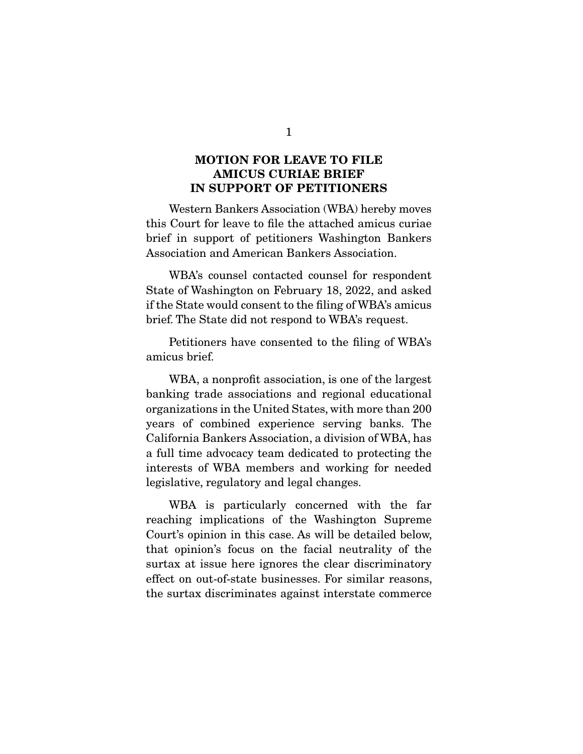## MOTION FOR LEAVE TO FILE AMICUS CURIAE BRIEF IN SUPPORT OF PETITIONERS

Western Bankers Association (WBA) hereby moves this Court for leave to file the attached amicus curiae brief in support of petitioners Washington Bankers Association and American Bankers Association.

WBA's counsel contacted counsel for respondent State of Washington on February 18, 2022, and asked if the State would consent to the filing of WBA's amicus brief. The State did not respond to WBA's request.

Petitioners have consented to the filing of WBA's amicus brief.

WBA, a nonprofit association, is one of the largest banking trade associations and regional educational organizations in the United States, with more than 200 years of combined experience serving banks. The California Bankers Association, a division of WBA, has a full time advocacy team dedicated to protecting the interests of WBA members and working for needed legislative, regulatory and legal changes.

WBA is particularly concerned with the far reaching implications of the Washington Supreme Court's opinion in this case. As will be detailed below, that opinion's focus on the facial neutrality of the surtax at issue here ignores the clear discriminatory effect on out-of-state businesses. For similar reasons, the surtax discriminates against interstate commerce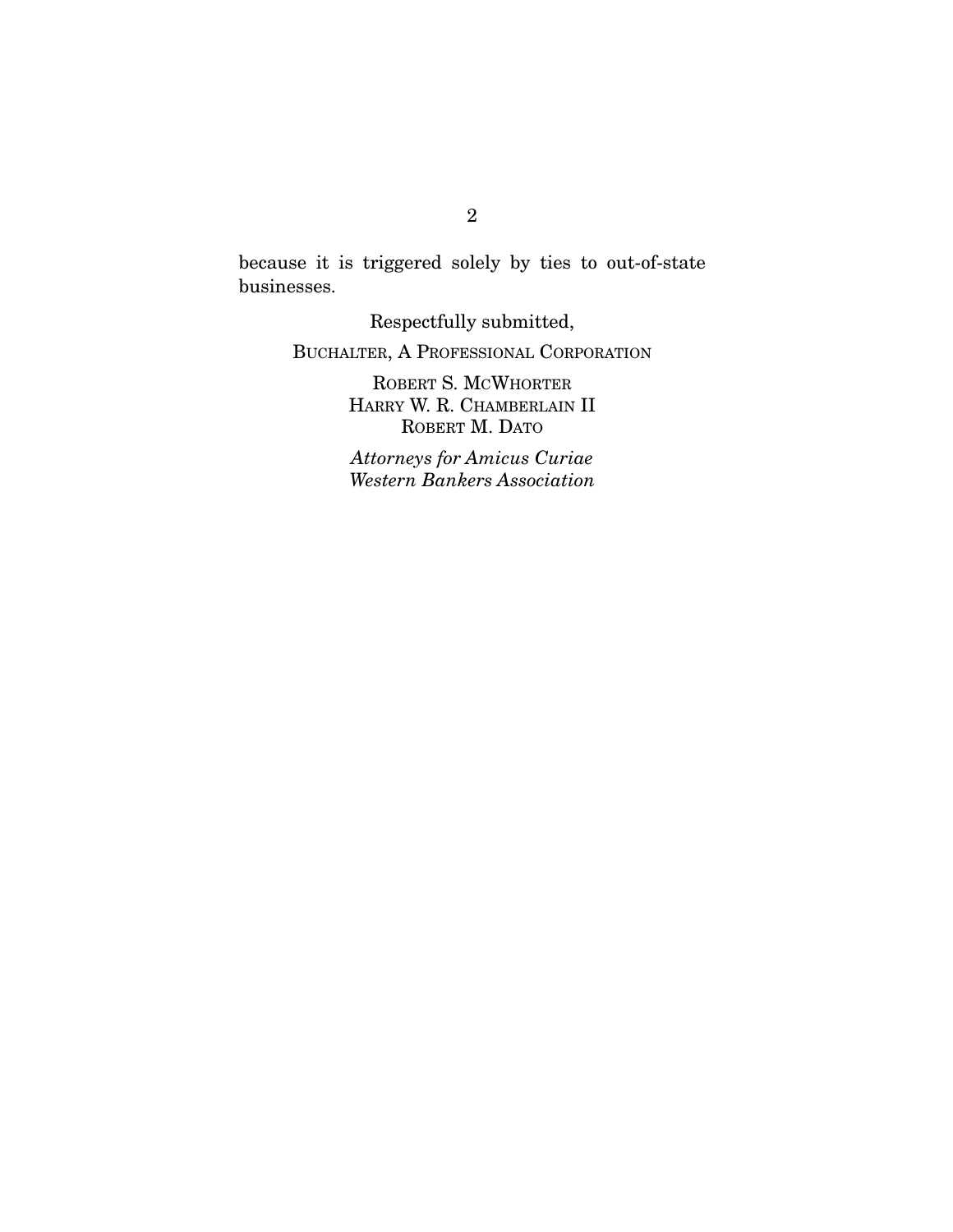because it is triggered solely by ties to out-of-state businesses.

Respectfully submitted,

BUCHALTER, A PROFESSIONAL CORPORATION

ROBERT S. MCWHORTER
HARRY W. R. CHAMBERLAIN II
ROBERT M. DATO

*Attorneys for Amicus Curiae*
*Western Bankers Association*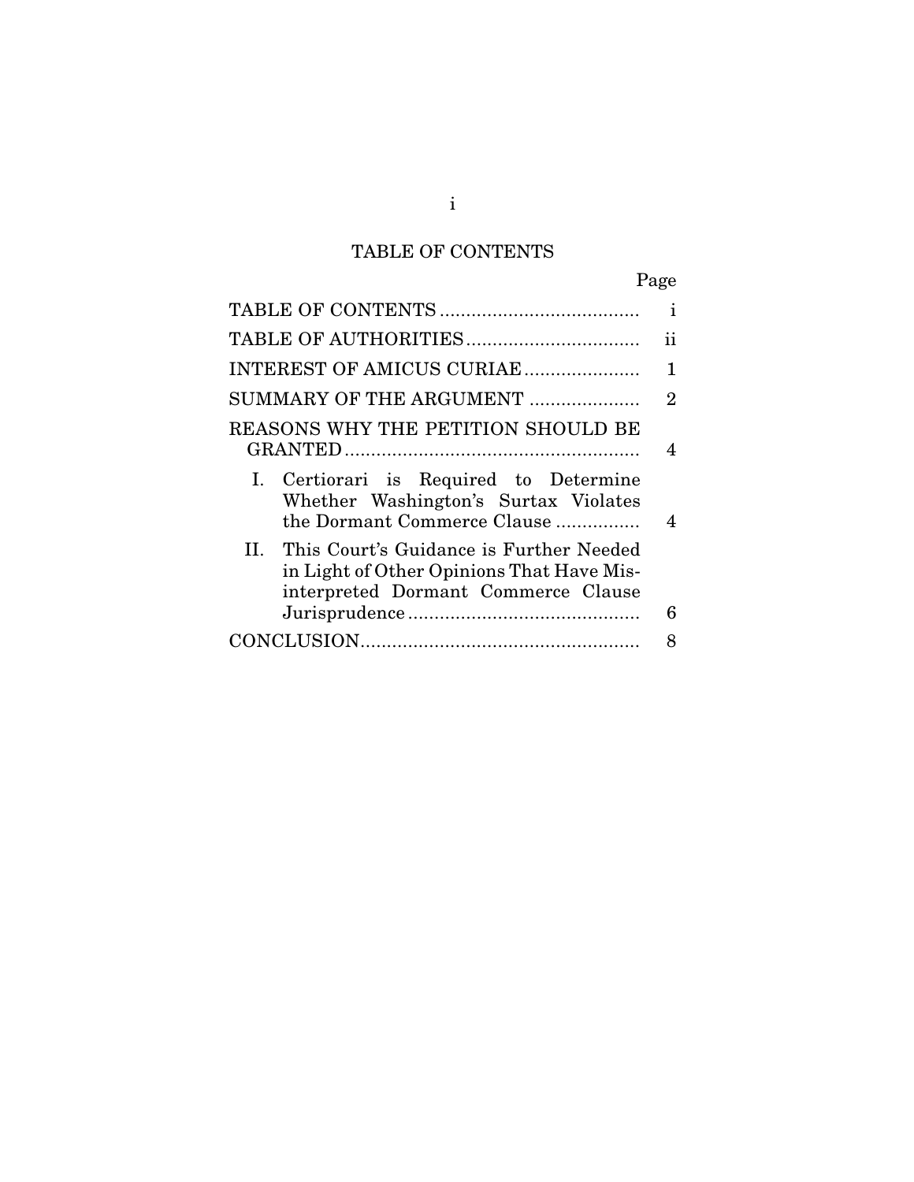# TABLE OF CONTENTS

| | Page |
|---|---|
| TABLE OF CONTENTS | i |
| TABLE OF AUTHORITIES | ii |
| INTEREST OF AMICUS CURIAE | 1 |
| SUMMARY OF THE ARGUMENT | 2 |
| REASONS WHY THE PETITION SHOULD BE GRANTED | 4 |
| I. Certiorari is Required to Determine Whether Washington's Surtax Violates the Dormant Commerce Clause | 4 |
| II. This Court's Guidance is Further Needed in Light of Other Opinions That Have Misinterpreted Dormant Commerce Clause Jurisprudence | 6 |
| CONCLUSION | 8 |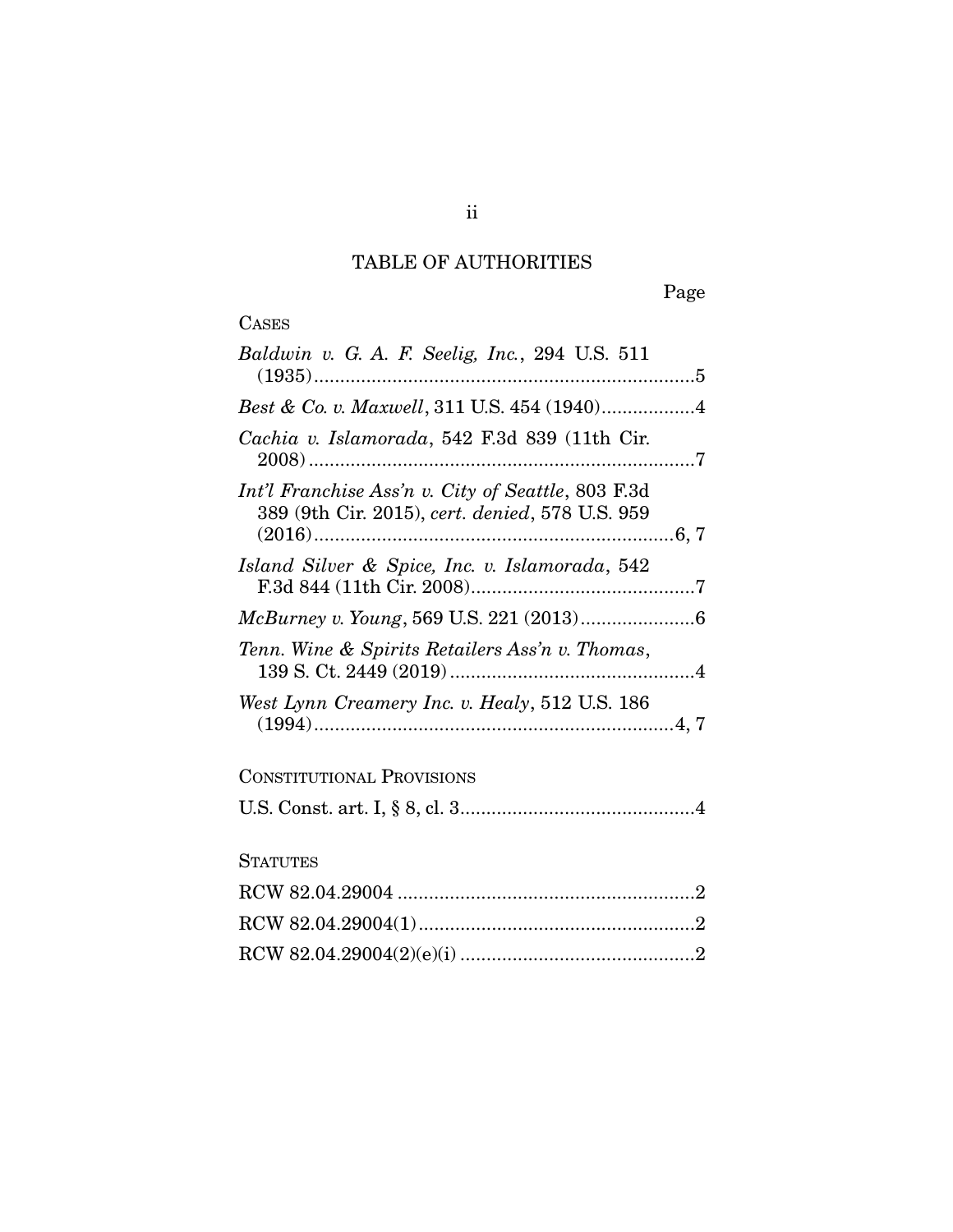# TABLE OF AUTHORITIES

Page

CASES

*Baldwin v. G. A. F. Seelig, Inc.*, 294 U.S. 511 (1935).........................................................................5

*Best & Co. v. Maxwell*, 311 U.S. 454 (1940)..................4

*Cachia v. Islamorada*, 542 F.3d 839 (11th Cir. 2008)..........................................................................7

*Int'l Franchise Ass'n v. City of Seattle*, 803 F.3d 389 (9th Cir. 2015), *cert. denied*, 578 U.S. 959 (2016).....................................................................6, 7

*Island Silver & Spice, Inc. v. Islamorada*, 542 F.3d 844 (11th Cir. 2008)...........................................7

*McBurney v. Young*, 569 U.S. 221 (2013)......................6

*Tenn. Wine & Spirits Retailers Ass'n v. Thomas*, 139 S. Ct. 2449 (2019)...............................................4

*West Lynn Creamery Inc. v. Healy*, 512 U.S. 186 (1994).....................................................................4, 7

CONSTITUTIONAL PROVISIONS

U.S. Const. art. I, § 8, cl. 3.............................................4

STATUTES

RCW 82.04.29004 .........................................................2

RCW 82.04.29004(1).....................................................2

RCW 82.04.29004(2)(e)(i) ............................................2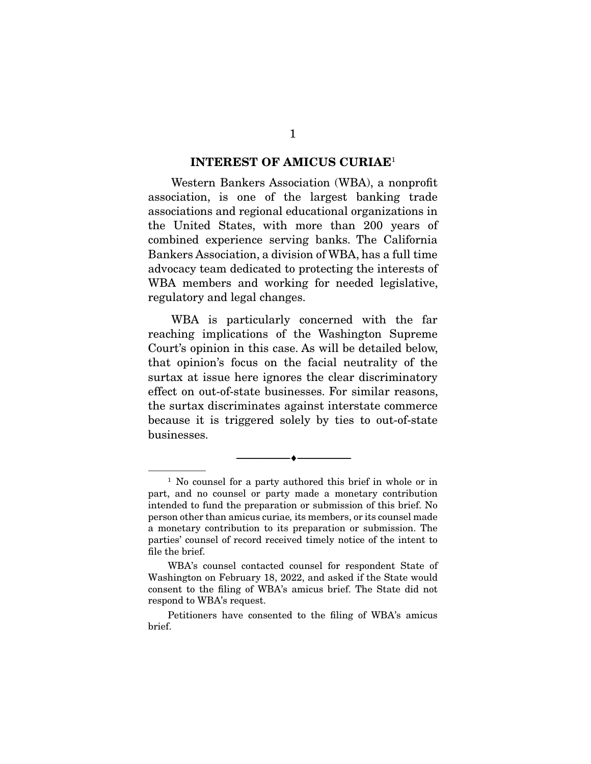## INTEREST OF AMICUS CURIAE[1]

Western Bankers Association (WBA), a nonprofit association, is one of the largest banking trade associations and regional educational organizations in the United States, with more than 200 years of combined experience serving banks. The California Bankers Association, a division of WBA, has a full time advocacy team dedicated to protecting the interests of WBA members and working for needed legislative, regulatory and legal changes.

WBA is particularly concerned with the far reaching implications of the Washington Supreme Court's opinion in this case. As will be detailed below, that opinion's focus on the facial neutrality of the surtax at issue here ignores the clear discriminatory effect on out-of-state businesses. For similar reasons, the surtax discriminates against interstate commerce because it is triggered solely by ties to out-of-state businesses.

---

[1] No counsel for a party authored this brief in whole or in part, and no counsel or party made a monetary contribution intended to fund the preparation or submission of this brief. No person other than amicus curiae, its members, or its counsel made a monetary contribution to its preparation or submission. The parties' counsel of record received timely notice of the intent to file the brief.

WBA's counsel contacted counsel for respondent State of Washington on February 18, 2022, and asked if the State would consent to the filing of WBA's amicus brief. The State did not respond to WBA's request.

Petitioners have consented to the filing of WBA's amicus brief.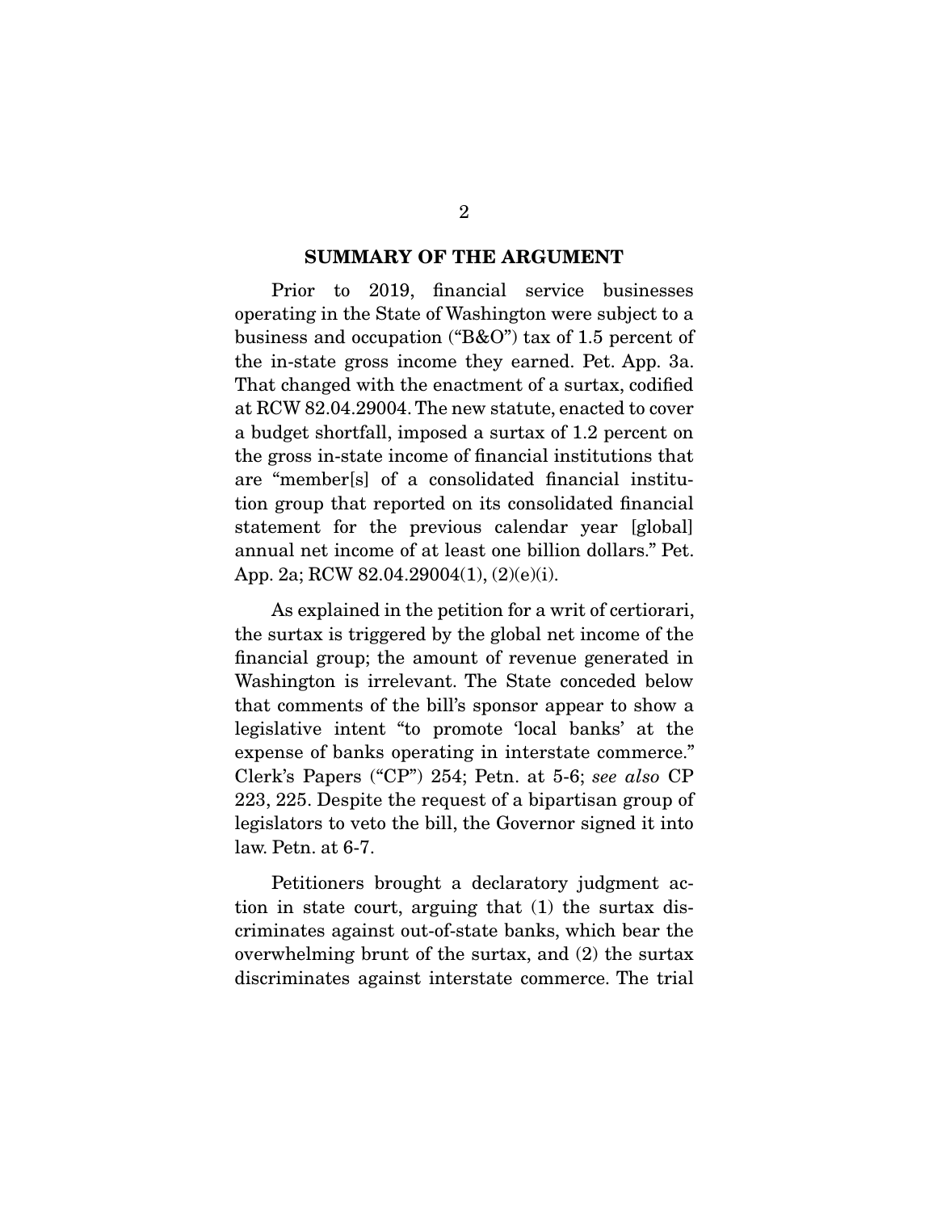## SUMMARY OF THE ARGUMENT

Prior to 2019, financial service businesses operating in the State of Washington were subject to a business and occupation ("B&O") tax of 1.5 percent of the in-state gross income they earned. Pet. App. 3a. That changed with the enactment of a surtax, codified at RCW 82.04.29004. The new statute, enacted to cover a budget shortfall, imposed a surtax of 1.2 percent on the gross in-state income of financial institutions that are "member[s] of a consolidated financial institution group that reported on its consolidated financial statement for the previous calendar year [global] annual net income of at least one billion dollars." Pet. App. 2a; RCW 82.04.29004(1), (2)(e)(i).

As explained in the petition for a writ of certiorari, the surtax is triggered by the global net income of the financial group; the amount of revenue generated in Washington is irrelevant. The State conceded below that comments of the bill's sponsor appear to show a legislative intent "to promote 'local banks' at the expense of banks operating in interstate commerce." Clerk's Papers ("CP") 254; Petn. at 5-6; *see also* CP 223, 225. Despite the request of a bipartisan group of legislators to veto the bill, the Governor signed it into law. Petn. at 6-7.

Petitioners brought a declaratory judgment action in state court, arguing that (1) the surtax discriminates against out-of-state banks, which bear the overwhelming brunt of the surtax, and (2) the surtax discriminates against interstate commerce. The trial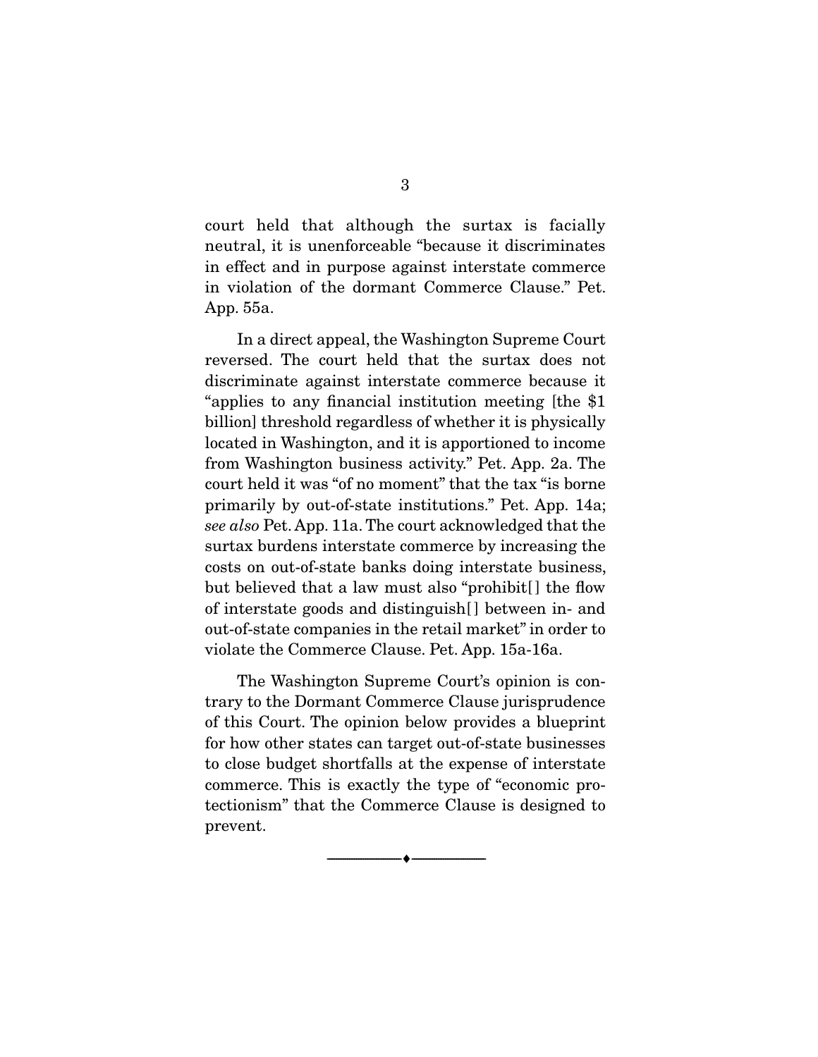court held that although the surtax is facially neutral, it is unenforceable "because it discriminates in effect and in purpose against interstate commerce in violation of the dormant Commerce Clause." Pet. App. 55a.

In a direct appeal, the Washington Supreme Court reversed. The court held that the surtax does not discriminate against interstate commerce because it "applies to any financial institution meeting [the $1 billion] threshold regardless of whether it is physically located in Washington, and it is apportioned to income from Washington business activity." Pet. App. 2a. The court held it was "of no moment" that the tax "is borne primarily by out-of-state institutions." Pet. App. 14a; *see also* Pet. App. 11a. The court acknowledged that the surtax burdens interstate commerce by increasing the costs on out-of-state banks doing interstate business, but believed that a law must also "prohibit[] the flow of interstate goods and distinguish[] between in- and out-of-state companies in the retail market" in order to violate the Commerce Clause. Pet. App. 15a-16a.

The Washington Supreme Court's opinion is contrary to the Dormant Commerce Clause jurisprudence of this Court. The opinion below provides a blueprint for how other states can target out-of-state businesses to close budget shortfalls at the expense of interstate commerce. This is exactly the type of "economic protectionism" that the Commerce Clause is designed to prevent.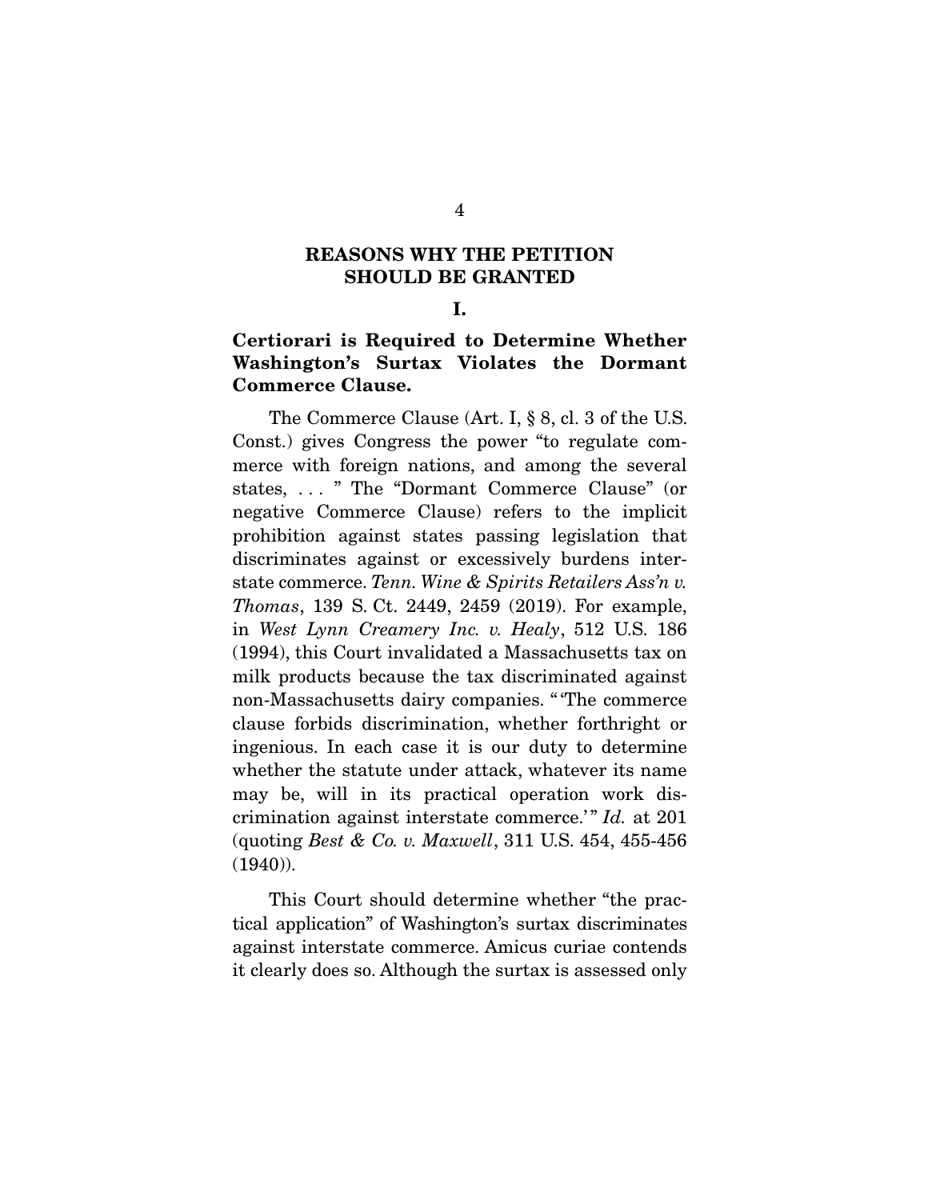## REASONS WHY THE PETITION SHOULD BE GRANTED

### I.

### Certiorari is Required to Determine Whether Washington's Surtax Violates the Dormant Commerce Clause.

The Commerce Clause (Art. I, § 8, cl. 3 of the U.S. Const.) gives Congress the power "to regulate commerce with foreign nations, and among the several states, . . . " The "Dormant Commerce Clause" (or negative Commerce Clause) refers to the implicit prohibition against states passing legislation that discriminates against or excessively burdens interstate commerce. *Tenn. Wine & Spirits Retailers Ass'n v. Thomas*, 139 S. Ct. 2449, 2459 (2019). For example, in *West Lynn Creamery Inc. v. Healy*, 512 U.S. 186 (1994), this Court invalidated a Massachusetts tax on milk products because the tax discriminated against non-Massachusetts dairy companies. "'The commerce clause forbids discrimination, whether forthright or ingenious. In each case it is our duty to determine whether the statute under attack, whatever its name may be, will in its practical operation work discrimination against interstate commerce.'" *Id.* at 201 (quoting *Best & Co. v. Maxwell*, 311 U.S. 454, 455-456 (1940)).

This Court should determine whether "the practical application" of Washington's surtax discriminates against interstate commerce. Amicus curiae contends it clearly does so. Although the surtax is assessed only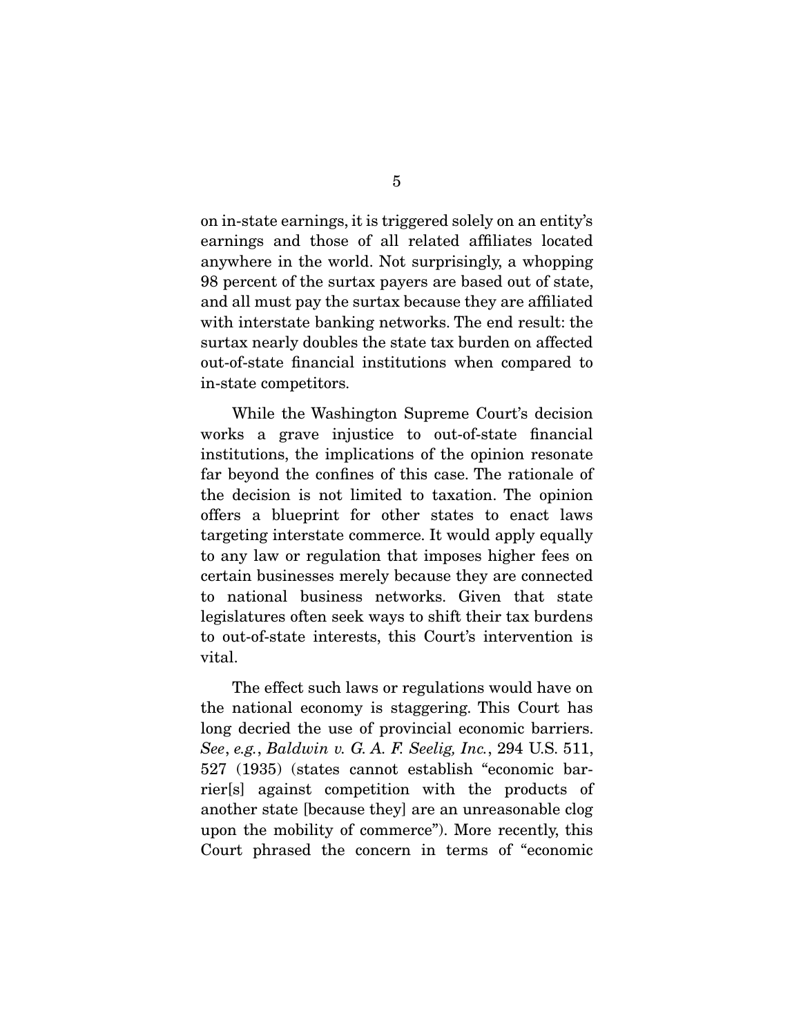on in-state earnings, it is triggered solely on an entity's earnings and those of all related affiliates located anywhere in the world. Not surprisingly, a whopping 98 percent of the surtax payers are based out of state, and all must pay the surtax because they are affiliated with interstate banking networks. The end result: the surtax nearly doubles the state tax burden on affected out-of-state financial institutions when compared to in-state competitors.

While the Washington Supreme Court's decision works a grave injustice to out-of-state financial institutions, the implications of the opinion resonate far beyond the confines of this case. The rationale of the decision is not limited to taxation. The opinion offers a blueprint for other states to enact laws targeting interstate commerce. It would apply equally to any law or regulation that imposes higher fees on certain businesses merely because they are connected to national business networks. Given that state legislatures often seek ways to shift their tax burdens to out-of-state interests, this Court's intervention is vital.

The effect such laws or regulations would have on the national economy is staggering. This Court has long decried the use of provincial economic barriers. *See*, *e.g.*, *Baldwin v. G. A. F. Seelig, Inc.*, 294 U.S. 511, 527 (1935) (states cannot establish "economic barrier[s] against competition with the products of another state [because they] are an unreasonable clog upon the mobility of commerce"). More recently, this Court phrased the concern in terms of "economic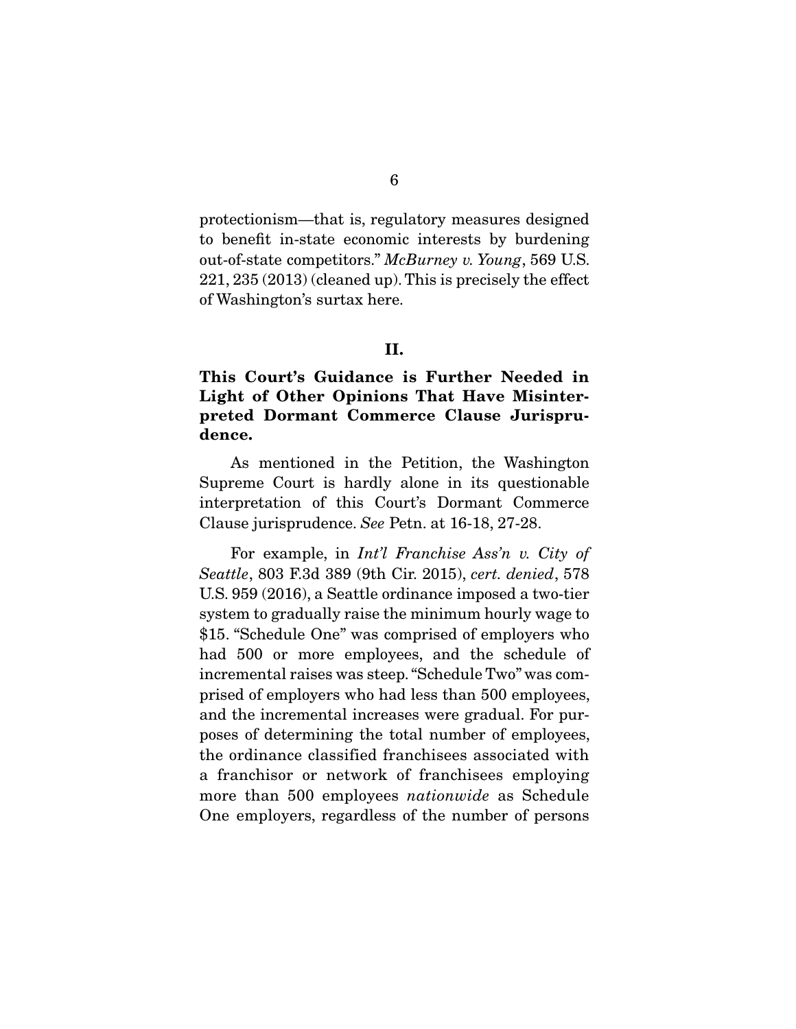protectionism—that is, regulatory measures designed to benefit in-state economic interests by burdening out-of-state competitors." *McBurney v. Young*, 569 U.S. 221, 235 (2013) (cleaned up). This is precisely the effect of Washington's surtax here.

## II.

## This Court's Guidance is Further Needed in Light of Other Opinions That Have Misinterpreted Dormant Commerce Clause Jurisprudence.

As mentioned in the Petition, the Washington Supreme Court is hardly alone in its questionable interpretation of this Court's Dormant Commerce Clause jurisprudence. *See* Petn. at 16-18, 27-28.

For example, in *Int'l Franchise Ass'n v. City of Seattle*, 803 F.3d 389 (9th Cir. 2015), *cert. denied*, 578 U.S. 959 (2016), a Seattle ordinance imposed a two-tier system to gradually raise the minimum hourly wage to $15. "Schedule One" was comprised of employers who had 500 or more employees, and the schedule of incremental raises was steep. "Schedule Two" was comprised of employers who had less than 500 employees, and the incremental increases were gradual. For purposes of determining the total number of employees, the ordinance classified franchisees associated with a franchisor or network of franchisees employing more than 500 employees *nationwide* as Schedule One employers, regardless of the number of persons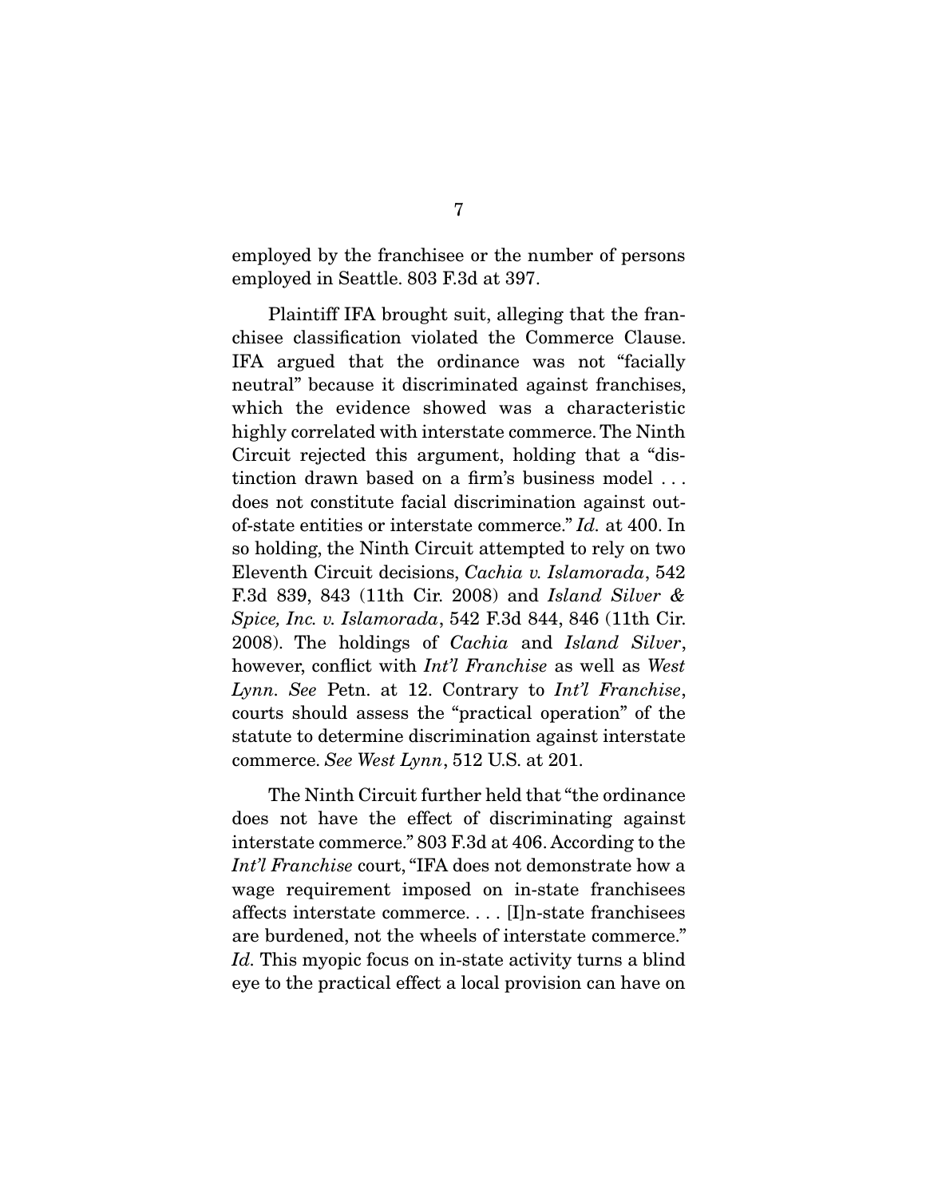employed by the franchisee or the number of persons employed in Seattle. 803 F.3d at 397.

Plaintiff IFA brought suit, alleging that the franchisee classification violated the Commerce Clause. IFA argued that the ordinance was not "facially neutral" because it discriminated against franchises, which the evidence showed was a characteristic highly correlated with interstate commerce. The Ninth Circuit rejected this argument, holding that a "distinction drawn based on a firm's business model . . . does not constitute facial discrimination against out-of-state entities or interstate commerce." *Id.* at 400. In so holding, the Ninth Circuit attempted to rely on two Eleventh Circuit decisions, *Cachia v. Islamorada*, 542 F.3d 839, 843 (11th Cir. 2008) and *Island Silver & Spice, Inc. v. Islamorada*, 542 F.3d 844, 846 (11th Cir. 2008). The holdings of *Cachia* and *Island Silver*, however, conflict with *Int'l Franchise* as well as *West Lynn*. *See* Petn. at 12. Contrary to *Int'l Franchise*, courts should assess the "practical operation" of the statute to determine discrimination against interstate commerce. *See West Lynn*, 512 U.S. at 201.

The Ninth Circuit further held that "the ordinance does not have the effect of discriminating against interstate commerce." 803 F.3d at 406. According to the *Int'l Franchise* court, "IFA does not demonstrate how a wage requirement imposed on in-state franchisees affects interstate commerce. . . . [I]n-state franchisees are burdened, not the wheels of interstate commerce." *Id.* This myopic focus on in-state activity turns a blind eye to the practical effect a local provision can have on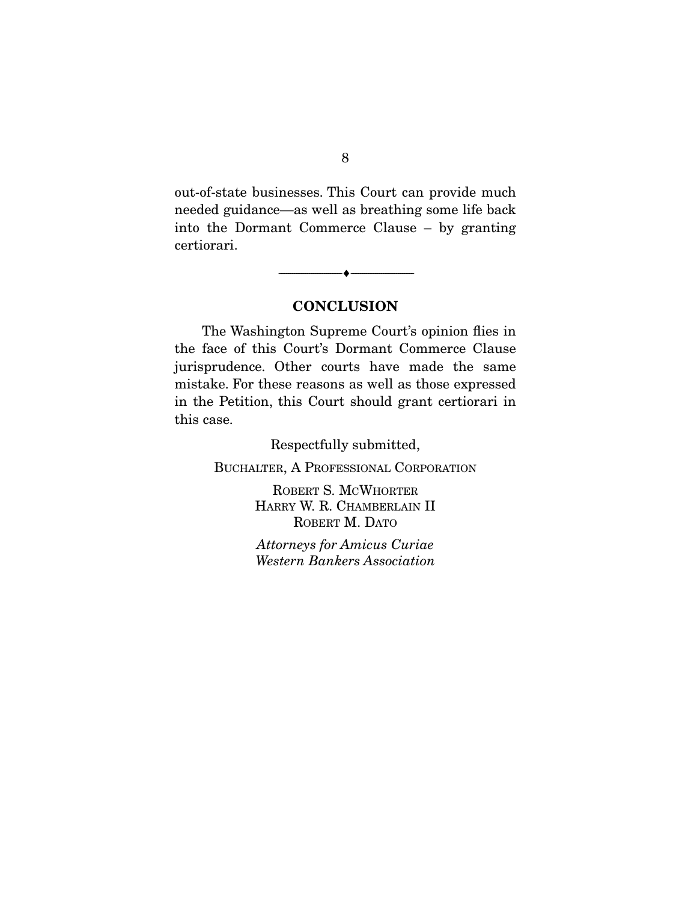out-of-state businesses. This Court can provide much needed guidance—as well as breathing some life back into the Dormant Commerce Clause – by granting certiorari.

---

## CONCLUSION

The Washington Supreme Court's opinion flies in the face of this Court's Dormant Commerce Clause jurisprudence. Other courts have made the same mistake. For these reasons as well as those expressed in the Petition, this Court should grant certiorari in this case.

Respectfully submitted,

BUCHALTER, A PROFESSIONAL CORPORATION

ROBERT S. MCWHORTER
HARRY W. R. CHAMBERLAIN II
ROBERT M. DATO

*Attorneys for Amicus Curiae*
*Western Bankers Association*